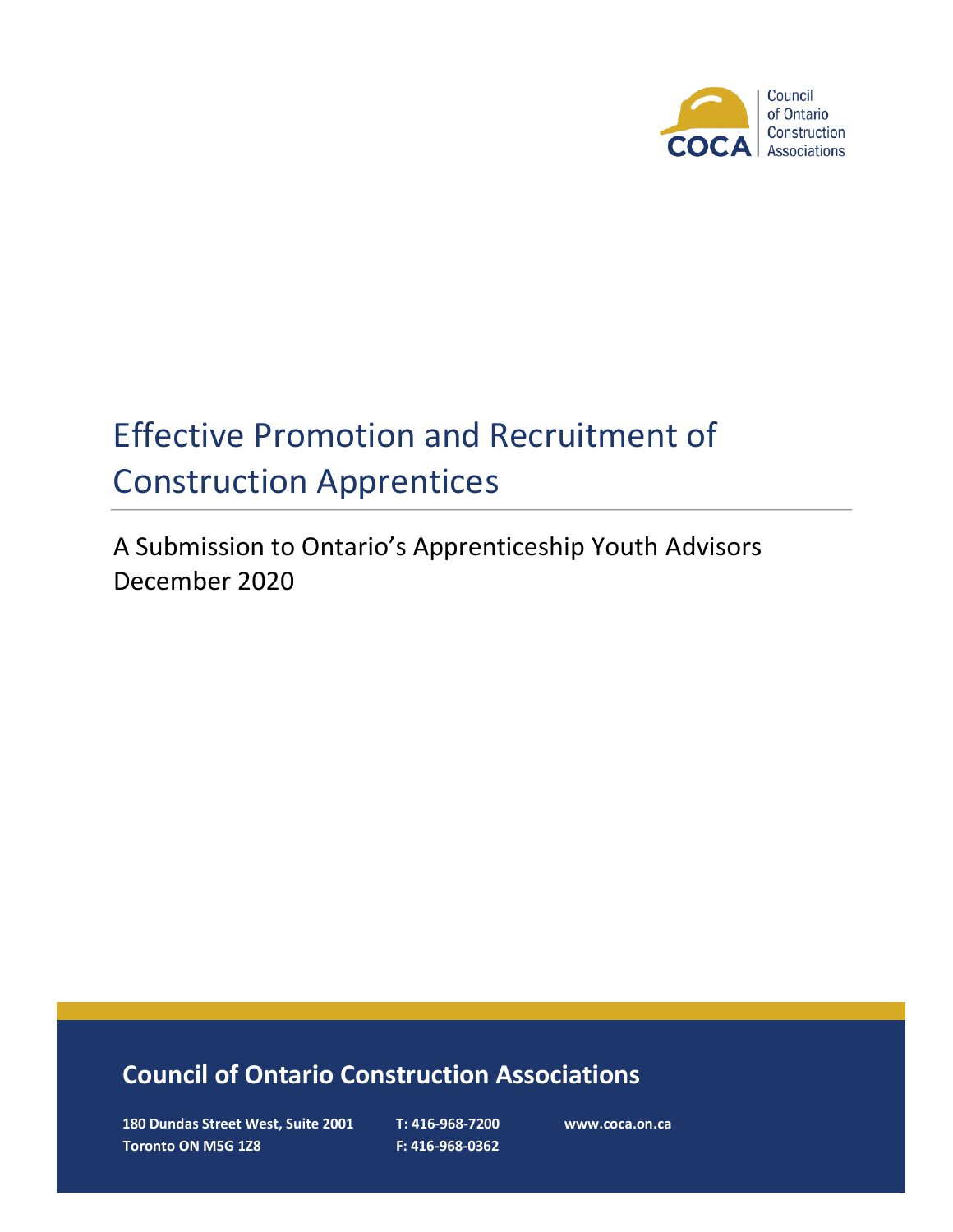Council of Ontario Construction Associations

COCA

# Effective Promotion and Recruitment of Construction Apprentices

A Submission to Ontario's Apprenticeship Youth Advisors
December 2020

## Council of Ontario Construction Associations

**180 Dundas Street West, Suite 2001**
**Toronto ON M5G 1Z8**

**T: 416-968-7200**
**F: 416-968-0362**

**www.coca.on.ca**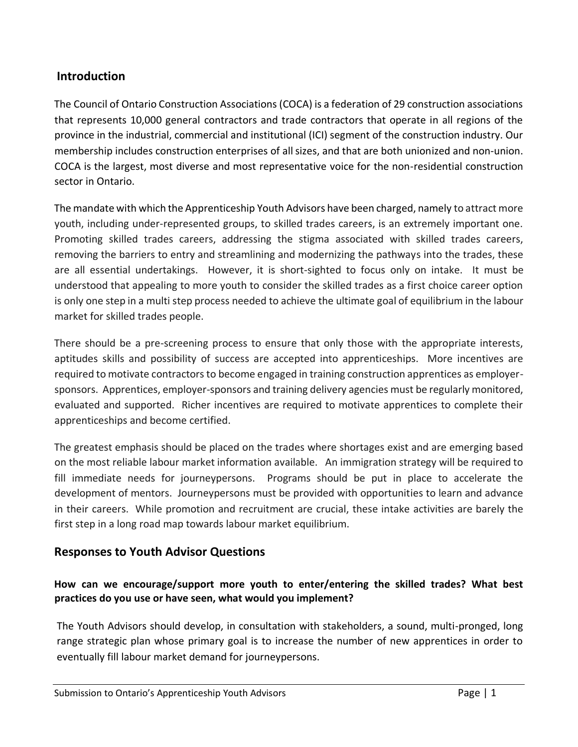## Introduction

The Council of Ontario Construction Associations (COCA) is a federation of 29 construction associations that represents 10,000 general contractors and trade contractors that operate in all regions of the province in the industrial, commercial and institutional (ICI) segment of the construction industry. Our membership includes construction enterprises of all sizes, and that are both unionized and non-union. COCA is the largest, most diverse and most representative voice for the non-residential construction sector in Ontario.

The mandate with which the Apprenticeship Youth Advisors have been charged, namely to attract more youth, including under-represented groups, to skilled trades careers, is an extremely important one. Promoting skilled trades careers, addressing the stigma associated with skilled trades careers, removing the barriers to entry and streamlining and modernizing the pathways into the trades, these are all essential undertakings. However, it is short-sighted to focus only on intake. It must be understood that appealing to more youth to consider the skilled trades as a first choice career option is only one step in a multi step process needed to achieve the ultimate goal of equilibrium in the labour market for skilled trades people.

There should be a pre-screening process to ensure that only those with the appropriate interests, aptitudes skills and possibility of success are accepted into apprenticeships. More incentives are required to motivate contractors to become engaged in training construction apprentices as employer-sponsors. Apprentices, employer-sponsors and training delivery agencies must be regularly monitored, evaluated and supported. Richer incentives are required to motivate apprentices to complete their apprenticeships and become certified.

The greatest emphasis should be placed on the trades where shortages exist and are emerging based on the most reliable labour market information available. An immigration strategy will be required to fill immediate needs for journeypersons. Programs should be put in place to accelerate the development of mentors. Journeypersons must be provided with opportunities to learn and advance in their careers. While promotion and recruitment are crucial, these intake activities are barely the first step in a long road map towards labour market equilibrium.

## Responses to Youth Advisor Questions

### How can we encourage/support more youth to enter/entering the skilled trades? What best practices do you use or have seen, what would you implement?

The Youth Advisors should develop, in consultation with stakeholders, a sound, multi-pronged, long range strategic plan whose primary goal is to increase the number of new apprentices in order to eventually fill labour market demand for journeypersons.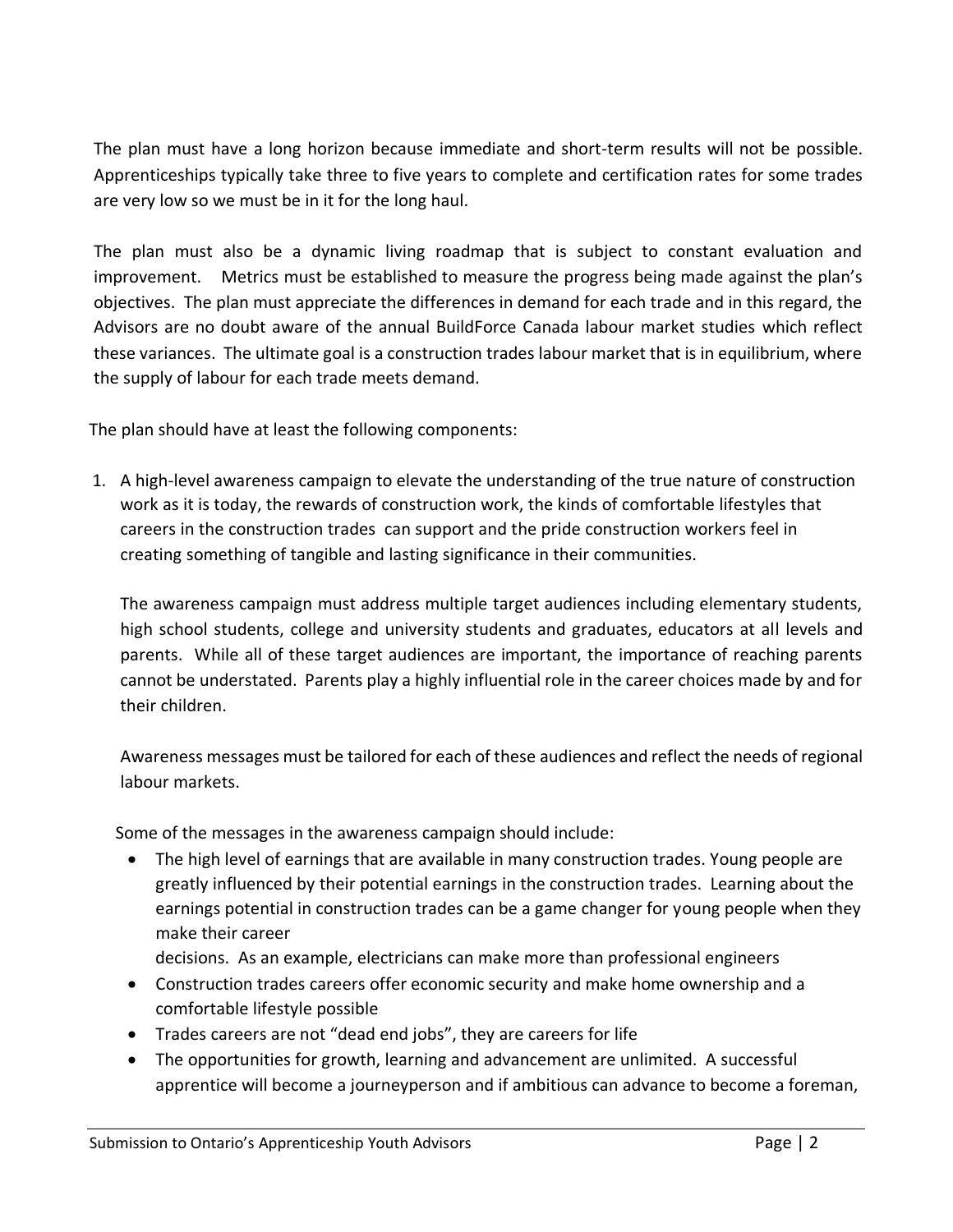The plan must have a long horizon because immediate and short-term results will not be possible. Apprenticeships typically take three to five years to complete and certification rates for some trades are very low so we must be in it for the long haul.

The plan must also be a dynamic living roadmap that is subject to constant evaluation and improvement. Metrics must be established to measure the progress being made against the plan's objectives. The plan must appreciate the differences in demand for each trade and in this regard, the Advisors are no doubt aware of the annual BuildForce Canada labour market studies which reflect these variances. The ultimate goal is a construction trades labour market that is in equilibrium, where the supply of labour for each trade meets demand.

The plan should have at least the following components:

1. A high-level awareness campaign to elevate the understanding of the true nature of construction work as it is today, the rewards of construction work, the kinds of comfortable lifestyles that careers in the construction trades can support and the pride construction workers feel in creating something of tangible and lasting significance in their communities.

   The awareness campaign must address multiple target audiences including elementary students, high school students, college and university students and graduates, educators at all levels and parents. While all of these target audiences are important, the importance of reaching parents cannot be understated. Parents play a highly influential role in the career choices made by and for their children.

   Awareness messages must be tailored for each of these audiences and reflect the needs of regional labour markets.

   Some of the messages in the awareness campaign should include:

   - The high level of earnings that are available in many construction trades. Young people are greatly influenced by their potential earnings in the construction trades. Learning about the earnings potential in construction trades can be a game changer for young people when they make their career decisions. As an example, electricians can make more than professional engineers
   - Construction trades careers offer economic security and make home ownership and a comfortable lifestyle possible
   - Trades careers are not "dead end jobs", they are careers for life
   - The opportunities for growth, learning and advancement are unlimited. A successful apprentice will become a journeyperson and if ambitious can advance to become a foreman,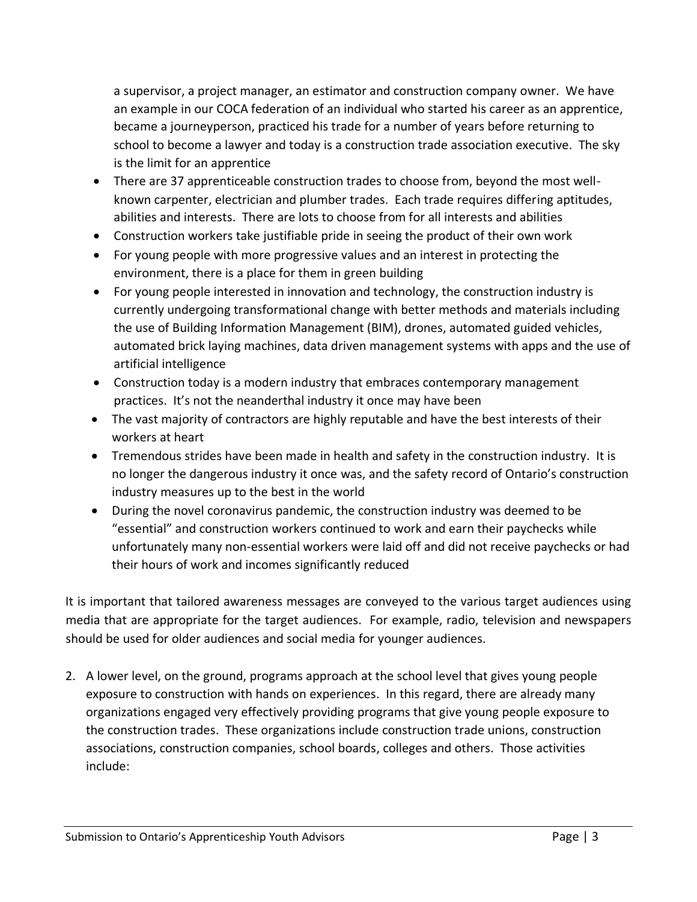a supervisor, a project manager, an estimator and construction company owner. We have an example in our COCA federation of an individual who started his career as an apprentice, became a journeyperson, practiced his trade for a number of years before returning to school to become a lawyer and today is a construction trade association executive. The sky is the limit for an apprentice

- There are 37 apprenticeable construction trades to choose from, beyond the most well-known carpenter, electrician and plumber trades. Each trade requires differing aptitudes, abilities and interests. There are lots to choose from for all interests and abilities
- Construction workers take justifiable pride in seeing the product of their own work
- For young people with more progressive values and an interest in protecting the environment, there is a place for them in green building
- For young people interested in innovation and technology, the construction industry is currently undergoing transformational change with better methods and materials including the use of Building Information Management (BIM), drones, automated guided vehicles, automated brick laying machines, data driven management systems with apps and the use of artificial intelligence
- Construction today is a modern industry that embraces contemporary management practices. It's not the neanderthal industry it once may have been
- The vast majority of contractors are highly reputable and have the best interests of their workers at heart
- Tremendous strides have been made in health and safety in the construction industry. It is no longer the dangerous industry it once was, and the safety record of Ontario's construction industry measures up to the best in the world
- During the novel coronavirus pandemic, the construction industry was deemed to be "essential" and construction workers continued to work and earn their paychecks while unfortunately many non-essential workers were laid off and did not receive paychecks or had their hours of work and incomes significantly reduced

It is important that tailored awareness messages are conveyed to the various target audiences using media that are appropriate for the target audiences. For example, radio, television and newspapers should be used for older audiences and social media for younger audiences.

2. A lower level, on the ground, programs approach at the school level that gives young people exposure to construction with hands on experiences. In this regard, there are already many organizations engaged very effectively providing programs that give young people exposure to the construction trades. These organizations include construction trade unions, construction associations, construction companies, school boards, colleges and others. Those activities include: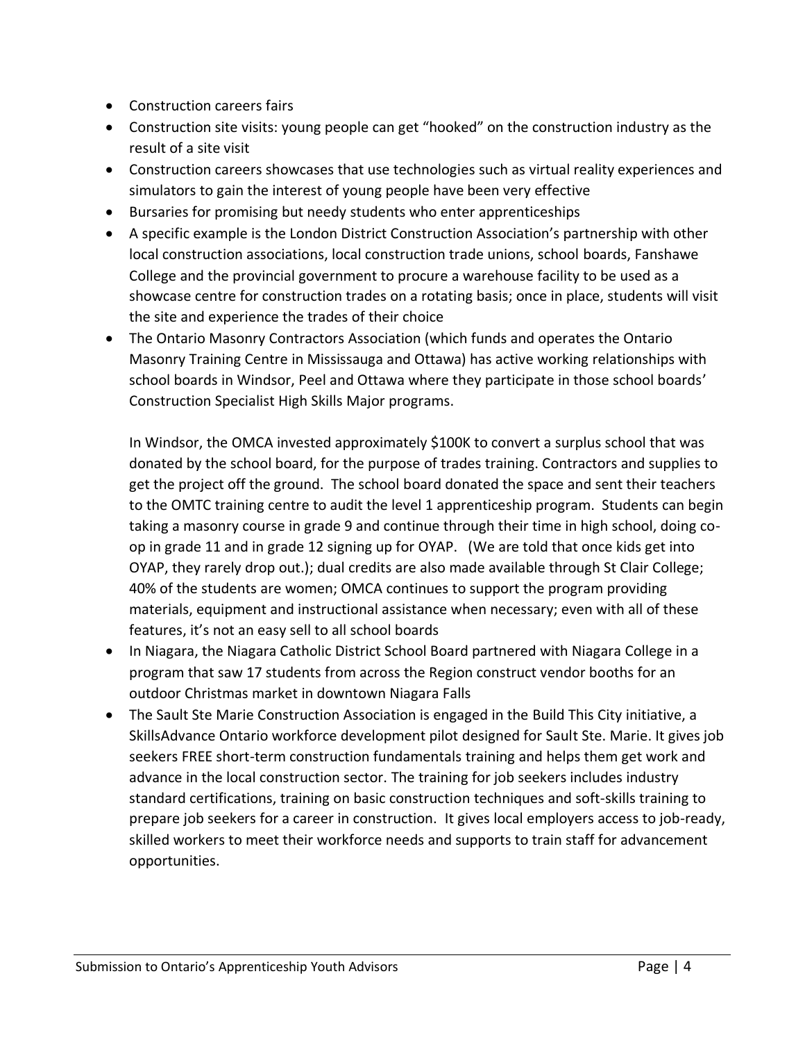- Construction careers fairs
- Construction site visits: young people can get "hooked" on the construction industry as the result of a site visit
- Construction careers showcases that use technologies such as virtual reality experiences and simulators to gain the interest of young people have been very effective
- Bursaries for promising but needy students who enter apprenticeships
- A specific example is the London District Construction Association's partnership with other local construction associations, local construction trade unions, school boards, Fanshawe College and the provincial government to procure a warehouse facility to be used as a showcase centre for construction trades on a rotating basis; once in place, students will visit the site and experience the trades of their choice
- The Ontario Masonry Contractors Association (which funds and operates the Ontario Masonry Training Centre in Mississauga and Ottawa) has active working relationships with school boards in Windsor, Peel and Ottawa where they participate in those school boards' Construction Specialist High Skills Major programs.

  In Windsor, the OMCA invested approximately $100K to convert a surplus school that was donated by the school board, for the purpose of trades training. Contractors and supplies to get the project off the ground. The school board donated the space and sent their teachers to the OMTC training centre to audit the level 1 apprenticeship program. Students can begin taking a masonry course in grade 9 and continue through their time in high school, doing co-op in grade 11 and in grade 12 signing up for OYAP. (We are told that once kids get into OYAP, they rarely drop out.); dual credits are also made available through St Clair College; 40% of the students are women; OMCA continues to support the program providing materials, equipment and instructional assistance when necessary; even with all of these features, it's not an easy sell to all school boards
- In Niagara, the Niagara Catholic District School Board partnered with Niagara College in a program that saw 17 students from across the Region construct vendor booths for an outdoor Christmas market in downtown Niagara Falls
- The Sault Ste Marie Construction Association is engaged in the Build This City initiative, a SkillsAdvance Ontario workforce development pilot designed for Sault Ste. Marie. It gives job seekers FREE short-term construction fundamentals training and helps them get work and advance in the local construction sector. The training for job seekers includes industry standard certifications, training on basic construction techniques and soft-skills training to prepare job seekers for a career in construction. It gives local employers access to job-ready, skilled workers to meet their workforce needs and supports to train staff for advancement opportunities.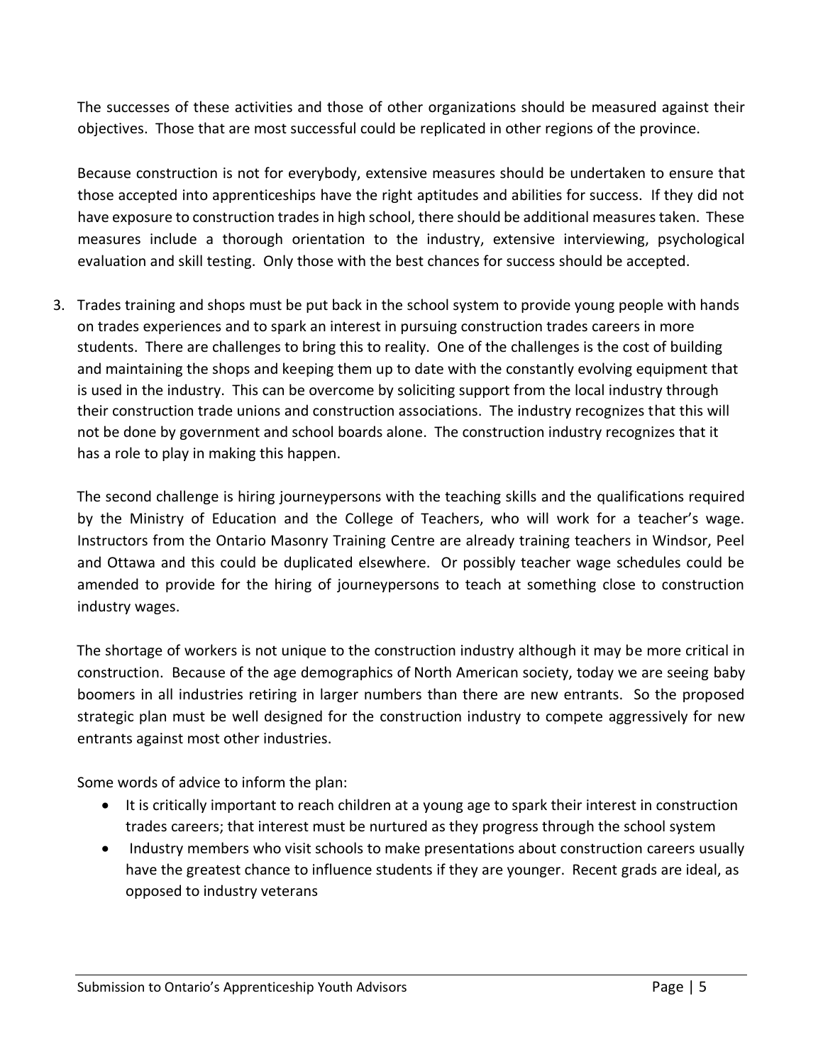The successes of these activities and those of other organizations should be measured against their objectives. Those that are most successful could be replicated in other regions of the province.

Because construction is not for everybody, extensive measures should be undertaken to ensure that those accepted into apprenticeships have the right aptitudes and abilities for success. If they did not have exposure to construction trades in high school, there should be additional measures taken. These measures include a thorough orientation to the industry, extensive interviewing, psychological evaluation and skill testing. Only those with the best chances for success should be accepted.

3. Trades training and shops must be put back in the school system to provide young people with hands on trades experiences and to spark an interest in pursuing construction trades careers in more students. There are challenges to bring this to reality. One of the challenges is the cost of building and maintaining the shops and keeping them up to date with the constantly evolving equipment that is used in the industry. This can be overcome by soliciting support from the local industry through their construction trade unions and construction associations. The industry recognizes that this will not be done by government and school boards alone. The construction industry recognizes that it has a role to play in making this happen.

   The second challenge is hiring journeypersons with the teaching skills and the qualifications required by the Ministry of Education and the College of Teachers, who will work for a teacher's wage. Instructors from the Ontario Masonry Training Centre are already training teachers in Windsor, Peel and Ottawa and this could be duplicated elsewhere. Or possibly teacher wage schedules could be amended to provide for the hiring of journeypersons to teach at something close to construction industry wages.

   The shortage of workers is not unique to the construction industry although it may be more critical in construction. Because of the age demographics of North American society, today we are seeing baby boomers in all industries retiring in larger numbers than there are new entrants. So the proposed strategic plan must be well designed for the construction industry to compete aggressively for new entrants against most other industries.

   Some words of advice to inform the plan:

   - It is critically important to reach children at a young age to spark their interest in construction trades careers; that interest must be nurtured as they progress through the school system
   - Industry members who visit schools to make presentations about construction careers usually have the greatest chance to influence students if they are younger. Recent grads are ideal, as opposed to industry veterans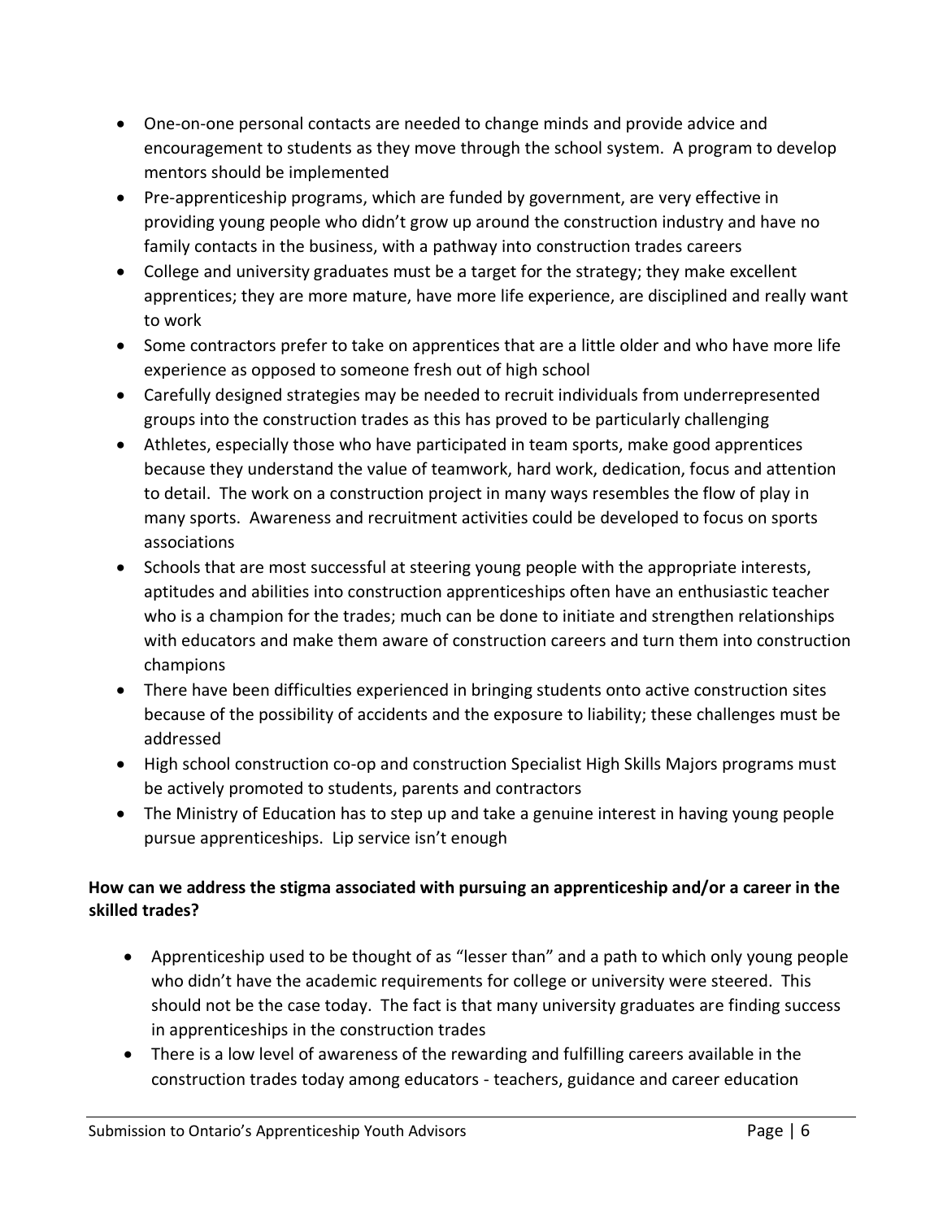- One-on-one personal contacts are needed to change minds and provide advice and encouragement to students as they move through the school system. A program to develop mentors should be implemented
- Pre-apprenticeship programs, which are funded by government, are very effective in providing young people who didn't grow up around the construction industry and have no family contacts in the business, with a pathway into construction trades careers
- College and university graduates must be a target for the strategy; they make excellent apprentices; they are more mature, have more life experience, are disciplined and really want to work
- Some contractors prefer to take on apprentices that are a little older and who have more life experience as opposed to someone fresh out of high school
- Carefully designed strategies may be needed to recruit individuals from underrepresented groups into the construction trades as this has proved to be particularly challenging
- Athletes, especially those who have participated in team sports, make good apprentices because they understand the value of teamwork, hard work, dedication, focus and attention to detail. The work on a construction project in many ways resembles the flow of play in many sports. Awareness and recruitment activities could be developed to focus on sports associations
- Schools that are most successful at steering young people with the appropriate interests, aptitudes and abilities into construction apprenticeships often have an enthusiastic teacher who is a champion for the trades; much can be done to initiate and strengthen relationships with educators and make them aware of construction careers and turn them into construction champions
- There have been difficulties experienced in bringing students onto active construction sites because of the possibility of accidents and the exposure to liability; these challenges must be addressed
- High school construction co-op and construction Specialist High Skills Majors programs must be actively promoted to students, parents and contractors
- The Ministry of Education has to step up and take a genuine interest in having young people pursue apprenticeships. Lip service isn't enough

**How can we address the stigma associated with pursuing an apprenticeship and/or a career in the skilled trades?**

- Apprenticeship used to be thought of as "lesser than" and a path to which only young people who didn't have the academic requirements for college or university were steered. This should not be the case today. The fact is that many university graduates are finding success in apprenticeships in the construction trades
- There is a low level of awareness of the rewarding and fulfilling careers available in the construction trades today among educators - teachers, guidance and career education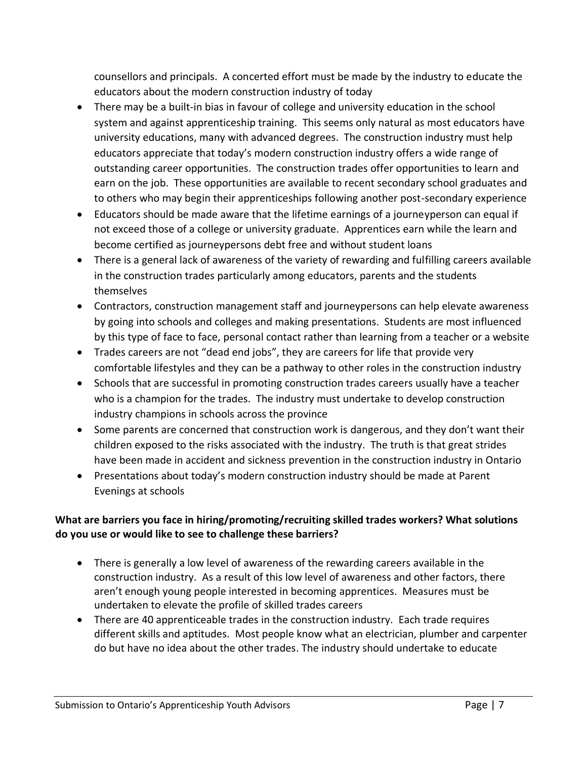counsellors and principals. A concerted effort must be made by the industry to educate the educators about the modern construction industry of today

- There may be a built-in bias in favour of college and university education in the school system and against apprenticeship training. This seems only natural as most educators have university educations, many with advanced degrees. The construction industry must help educators appreciate that today's modern construction industry offers a wide range of outstanding career opportunities. The construction trades offer opportunities to learn and earn on the job. These opportunities are available to recent secondary school graduates and to others who may begin their apprenticeships following another post-secondary experience
- Educators should be made aware that the lifetime earnings of a journeyperson can equal if not exceed those of a college or university graduate. Apprentices earn while the learn and become certified as journeypersons debt free and without student loans
- There is a general lack of awareness of the variety of rewarding and fulfilling careers available in the construction trades particularly among educators, parents and the students themselves
- Contractors, construction management staff and journeypersons can help elevate awareness by going into schools and colleges and making presentations. Students are most influenced by this type of face to face, personal contact rather than learning from a teacher or a website
- Trades careers are not "dead end jobs", they are careers for life that provide very comfortable lifestyles and they can be a pathway to other roles in the construction industry
- Schools that are successful in promoting construction trades careers usually have a teacher who is a champion for the trades. The industry must undertake to develop construction industry champions in schools across the province
- Some parents are concerned that construction work is dangerous, and they don't want their children exposed to the risks associated with the industry. The truth is that great strides have been made in accident and sickness prevention in the construction industry in Ontario
- Presentations about today's modern construction industry should be made at Parent Evenings at schools

**What are barriers you face in hiring/promoting/recruiting skilled trades workers? What solutions do you use or would like to see to challenge these barriers?**

- There is generally a low level of awareness of the rewarding careers available in the construction industry. As a result of this low level of awareness and other factors, there aren't enough young people interested in becoming apprentices. Measures must be undertaken to elevate the profile of skilled trades careers
- There are 40 apprenticeable trades in the construction industry. Each trade requires different skills and aptitudes. Most people know what an electrician, plumber and carpenter do but have no idea about the other trades. The industry should undertake to educate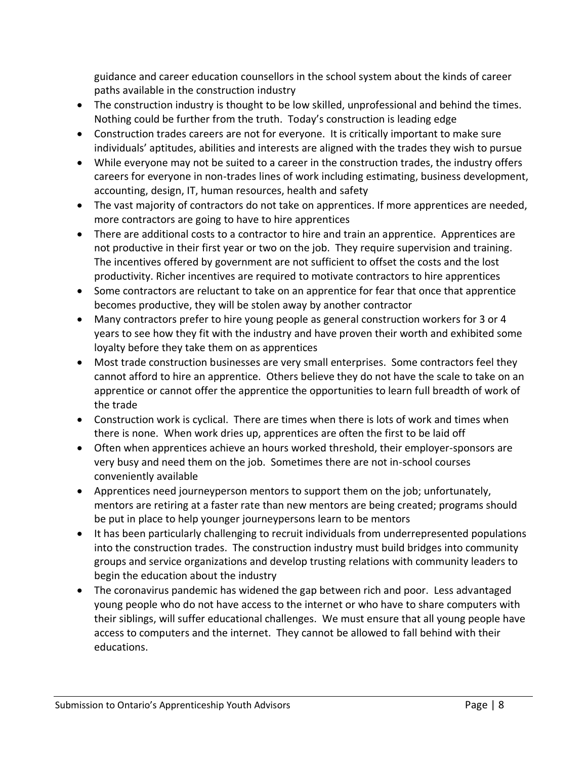guidance and career education counsellors in the school system about the kinds of career paths available in the construction industry

- The construction industry is thought to be low skilled, unprofessional and behind the times. Nothing could be further from the truth. Today's construction is leading edge
- Construction trades careers are not for everyone. It is critically important to make sure individuals' aptitudes, abilities and interests are aligned with the trades they wish to pursue
- While everyone may not be suited to a career in the construction trades, the industry offers careers for everyone in non-trades lines of work including estimating, business development, accounting, design, IT, human resources, health and safety
- The vast majority of contractors do not take on apprentices. If more apprentices are needed, more contractors are going to have to hire apprentices
- There are additional costs to a contractor to hire and train an apprentice. Apprentices are not productive in their first year or two on the job. They require supervision and training. The incentives offered by government are not sufficient to offset the costs and the lost productivity. Richer incentives are required to motivate contractors to hire apprentices
- Some contractors are reluctant to take on an apprentice for fear that once that apprentice becomes productive, they will be stolen away by another contractor
- Many contractors prefer to hire young people as general construction workers for 3 or 4 years to see how they fit with the industry and have proven their worth and exhibited some loyalty before they take them on as apprentices
- Most trade construction businesses are very small enterprises. Some contractors feel they cannot afford to hire an apprentice. Others believe they do not have the scale to take on an apprentice or cannot offer the apprentice the opportunities to learn full breadth of work of the trade
- Construction work is cyclical. There are times when there is lots of work and times when there is none. When work dries up, apprentices are often the first to be laid off
- Often when apprentices achieve an hours worked threshold, their employer-sponsors are very busy and need them on the job. Sometimes there are not in-school courses conveniently available
- Apprentices need journeyperson mentors to support them on the job; unfortunately, mentors are retiring at a faster rate than new mentors are being created; programs should be put in place to help younger journeypersons learn to be mentors
- It has been particularly challenging to recruit individuals from underrepresented populations into the construction trades. The construction industry must build bridges into community groups and service organizations and develop trusting relations with community leaders to begin the education about the industry
- The coronavirus pandemic has widened the gap between rich and poor. Less advantaged young people who do not have access to the internet or who have to share computers with their siblings, will suffer educational challenges. We must ensure that all young people have access to computers and the internet. They cannot be allowed to fall behind with their educations.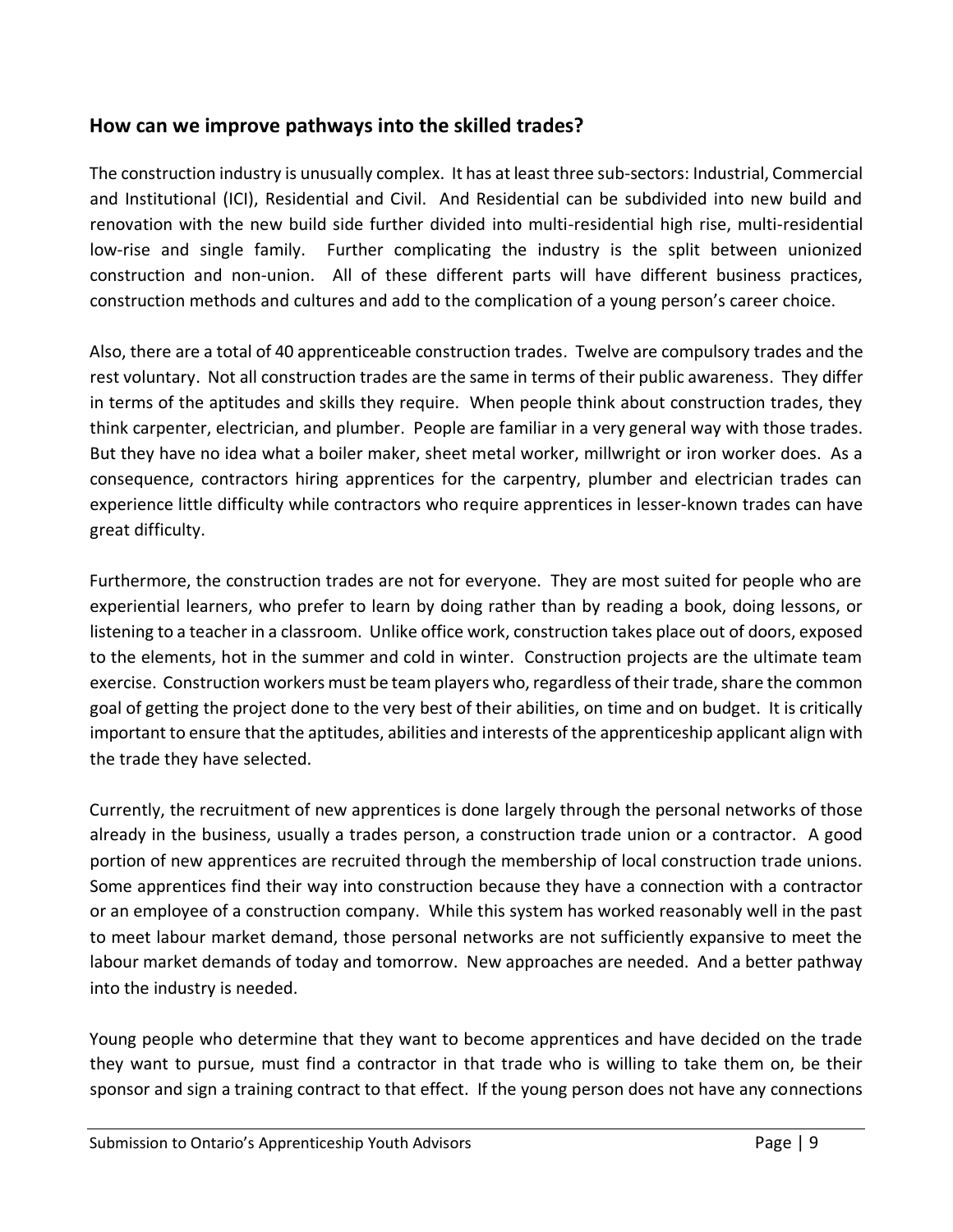## How can we improve pathways into the skilled trades?

The construction industry is unusually complex. It has at least three sub-sectors: Industrial, Commercial and Institutional (ICI), Residential and Civil. And Residential can be subdivided into new build and renovation with the new build side further divided into multi-residential high rise, multi-residential low-rise and single family. Further complicating the industry is the split between unionized construction and non-union. All of these different parts will have different business practices, construction methods and cultures and add to the complication of a young person's career choice.

Also, there are a total of 40 apprenticeable construction trades. Twelve are compulsory trades and the rest voluntary. Not all construction trades are the same in terms of their public awareness. They differ in terms of the aptitudes and skills they require. When people think about construction trades, they think carpenter, electrician, and plumber. People are familiar in a very general way with those trades. But they have no idea what a boiler maker, sheet metal worker, millwright or iron worker does. As a consequence, contractors hiring apprentices for the carpentry, plumber and electrician trades can experience little difficulty while contractors who require apprentices in lesser-known trades can have great difficulty.

Furthermore, the construction trades are not for everyone. They are most suited for people who are experiential learners, who prefer to learn by doing rather than by reading a book, doing lessons, or listening to a teacher in a classroom. Unlike office work, construction takes place out of doors, exposed to the elements, hot in the summer and cold in winter. Construction projects are the ultimate team exercise. Construction workers must be team players who, regardless of their trade, share the common goal of getting the project done to the very best of their abilities, on time and on budget. It is critically important to ensure that the aptitudes, abilities and interests of the apprenticeship applicant align with the trade they have selected.

Currently, the recruitment of new apprentices is done largely through the personal networks of those already in the business, usually a trades person, a construction trade union or a contractor. A good portion of new apprentices are recruited through the membership of local construction trade unions. Some apprentices find their way into construction because they have a connection with a contractor or an employee of a construction company. While this system has worked reasonably well in the past to meet labour market demand, those personal networks are not sufficiently expansive to meet the labour market demands of today and tomorrow. New approaches are needed. And a better pathway into the industry is needed.

Young people who determine that they want to become apprentices and have decided on the trade they want to pursue, must find a contractor in that trade who is willing to take them on, be their sponsor and sign a training contract to that effect. If the young person does not have any connections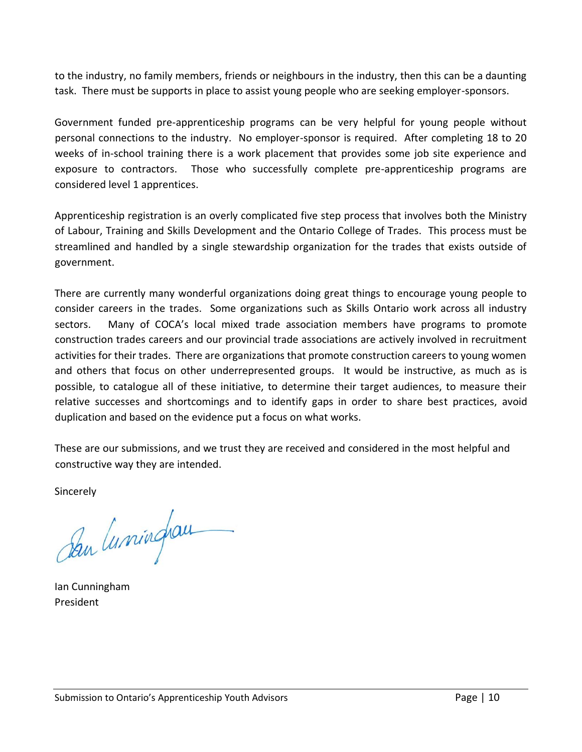to the industry, no family members, friends or neighbours in the industry, then this can be a daunting task. There must be supports in place to assist young people who are seeking employer-sponsors.

Government funded pre-apprenticeship programs can be very helpful for young people without personal connections to the industry. No employer-sponsor is required. After completing 18 to 20 weeks of in-school training there is a work placement that provides some job site experience and exposure to contractors. Those who successfully complete pre-apprenticeship programs are considered level 1 apprentices.

Apprenticeship registration is an overly complicated five step process that involves both the Ministry of Labour, Training and Skills Development and the Ontario College of Trades. This process must be streamlined and handled by a single stewardship organization for the trades that exists outside of government.

There are currently many wonderful organizations doing great things to encourage young people to consider careers in the trades. Some organizations such as Skills Ontario work across all industry sectors. Many of COCA's local mixed trade association members have programs to promote construction trades careers and our provincial trade associations are actively involved in recruitment activities for their trades. There are organizations that promote construction careers to young women and others that focus on other underrepresented groups. It would be instructive, as much as is possible, to catalogue all of these initiative, to determine their target audiences, to measure their relative successes and shortcomings and to identify gaps in order to share best practices, avoid duplication and based on the evidence put a focus on what works.

These are our submissions, and we trust they are received and considered in the most helpful and constructive way they are intended.

Sincerely

Ian Cunningham
President